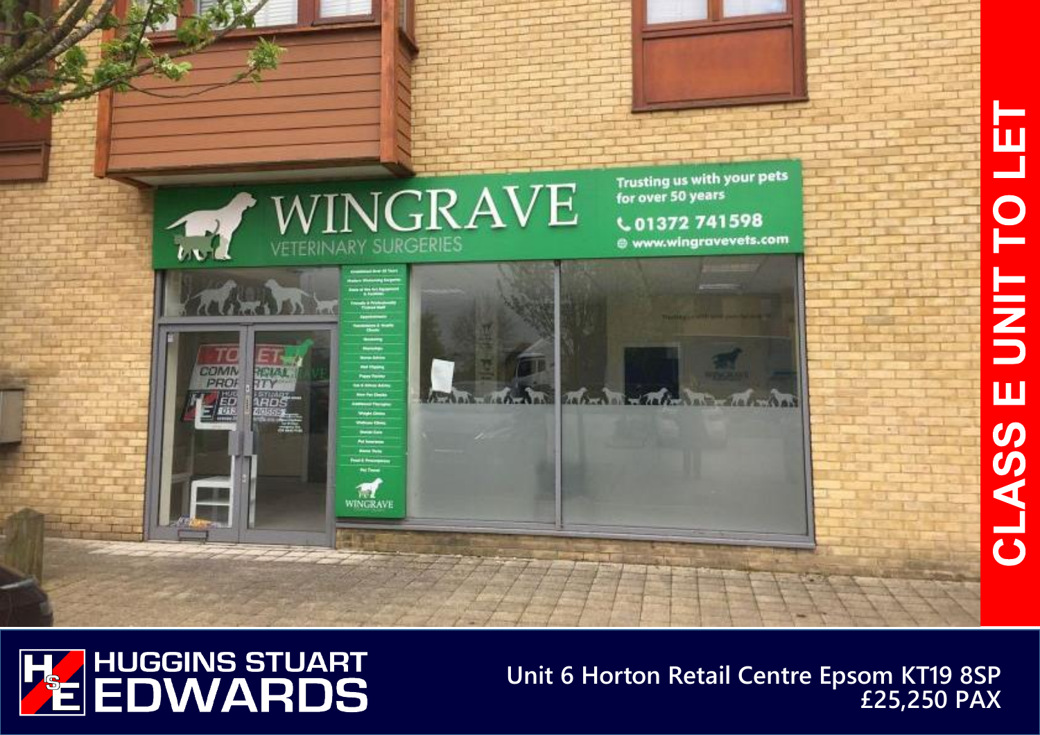# CLASS E UNIT TO LET

**HUGGINS STUART EDWARDS**

Unit 6 Horton Retail Centre Epsom KT19 8SP

£25,250 PAX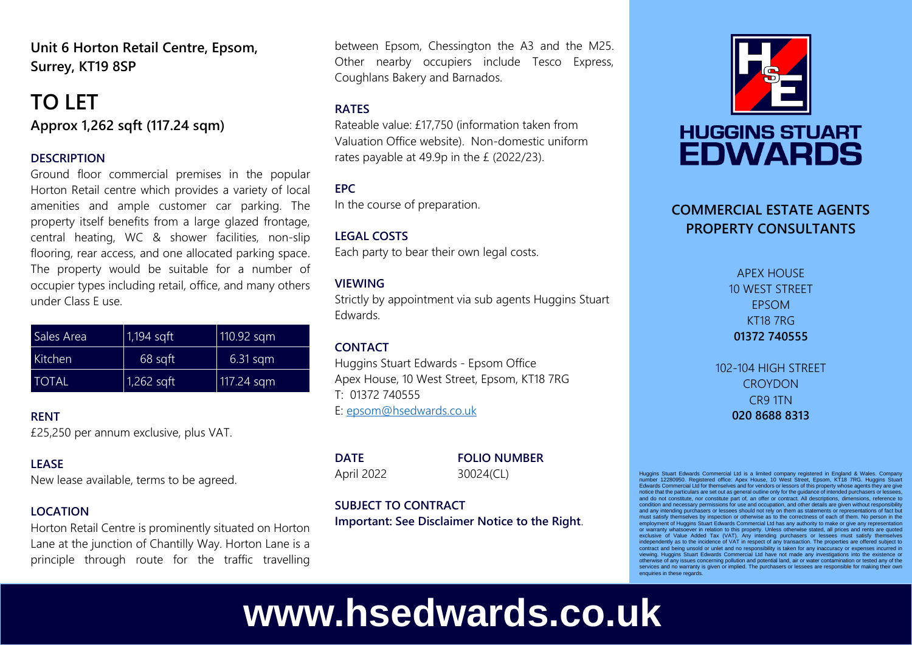**Unit 6 Horton Retail Centre, Epsom, Surrey, KT19 8SP**

# TO LET

**Approx 1,262 sqft (117.24 sqm)**

### DESCRIPTION

Ground floor commercial premises in the popular Horton Retail centre which provides a variety of local amenities and ample customer car parking. The property itself benefits from a large glazed frontage, central heating, WC & shower facilities, non-slip flooring, rear access, and one allocated parking space. The property would be suitable for a number of occupier types including retail, office, and many others under Class E use.

| | | |
|---|---|---|
| Sales Area | 1,194 sqft | 110.92 sqm |
| Kitchen | 68 sqft | 6.31 sqm |
| TOTAL | 1,262 sqft | 117.24 sqm |

### RENT

£25,250 per annum exclusive, plus VAT.

### LEASE

New lease available, terms to be agreed.

### LOCATION

Horton Retail Centre is prominently situated on Horton Lane at the junction of Chantilly Way. Horton Lane is a principle through route for the traffic travelling between Epsom, Chessington the A3 and the M25. Other nearby occupiers include Tesco Express, Coughlans Bakery and Barnados.

### RATES

Rateable value: £17,750 (information taken from Valuation Office website). Non-domestic uniform rates payable at 49.9p in the £ (2022/23).

### EPC

In the course of preparation.

### LEGAL COSTS

Each party to bear their own legal costs.

### VIEWING

Strictly by appointment via sub agents Huggins Stuart Edwards.

### CONTACT

Huggins Stuart Edwards - Epsom Office
Apex House, 10 West Street, Epsom, KT18 7RG
T: 01372 740555
E: epsom@hsedwards.co.uk

**DATE**
April 2022

**FOLIO NUMBER**
30024(CL)

**SUBJECT TO CONTRACT**
**Important: See Disclaimer Notice to the Right**.

**HUGGINS STUART EDWARDS**

**COMMERCIAL ESTATE AGENTS**
**PROPERTY CONSULTANTS**

APEX HOUSE
10 WEST STREET
EPSOM
KT18 7RG
**01372 740555**

102-104 HIGH STREET
CROYDON
CR9 1TN
**020 8688 8313**

Huggins Stuart Edwards Commercial Ltd is a limited company registered in England & Wales. Company number 12280950. Registered office: Apex House, 10 West Street, Epsom, KT18 7RG. Huggins Stuart Edwards Commercial Ltd for themselves and for vendors or lessors of this property whose agents they are give notice that the particulars are set out as general outline only for the guidance of intended purchasers or lessees, and do not constitute, nor constitute part of, an offer or contract. All descriptions, dimensions, reference to condition and necessary permissions for use and occupation, and other details are given without responsibility and any intending purchasers or lessees should not rely on them as statements or representations of fact but must satisfy themselves by inspection or otherwise as to the correctness of each of them. No person in the employment of Huggins Stuart Edwards Commercial Ltd has any authority to make or give any representation or warranty whatsoever in relation to this property. Unless otherwise stated, all prices and rents are quoted exclusive of Value Added Tax (VAT). Any intending purchasers or lessees must satisfy themselves independently as to the incidence of VAT in respect of any transaction. The properties are offered subject to contract and being unsold or unlet and no responsibility is taken for any inaccuracy or expenses incurred in viewing. Huggins Stuart Edwards Commercial Ltd have not made any investigations into the existence or otherwise of any issues concerning pollution and potential land, air or water contamination or tested any of the services and no warranty is given or implied. The purchasers or lessees are responsible for making their own enquiries in these regards.

**www.hsedwards.co.uk**